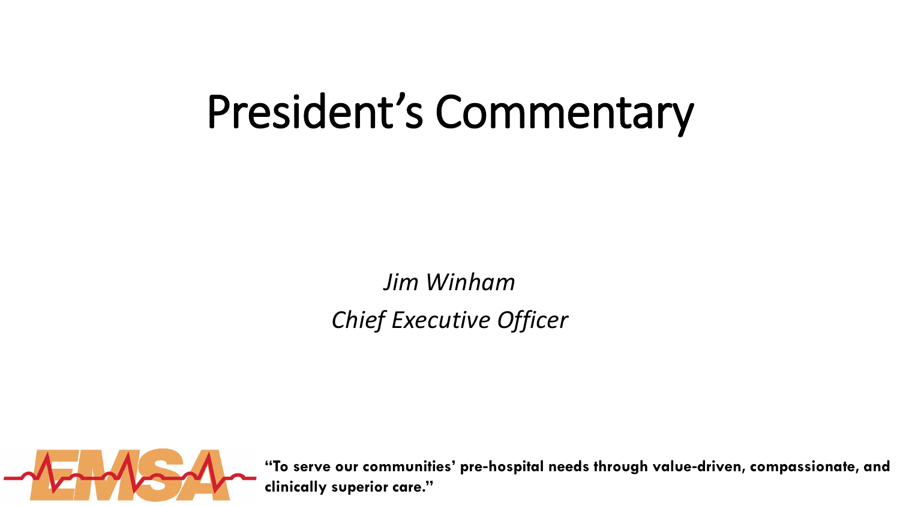# President's Commentary

*Jim Winham*

*Chief Executive Officer*

EMSA

**"To serve our communities' pre-hospital needs through value-driven, compassionate, and clinically superior care."**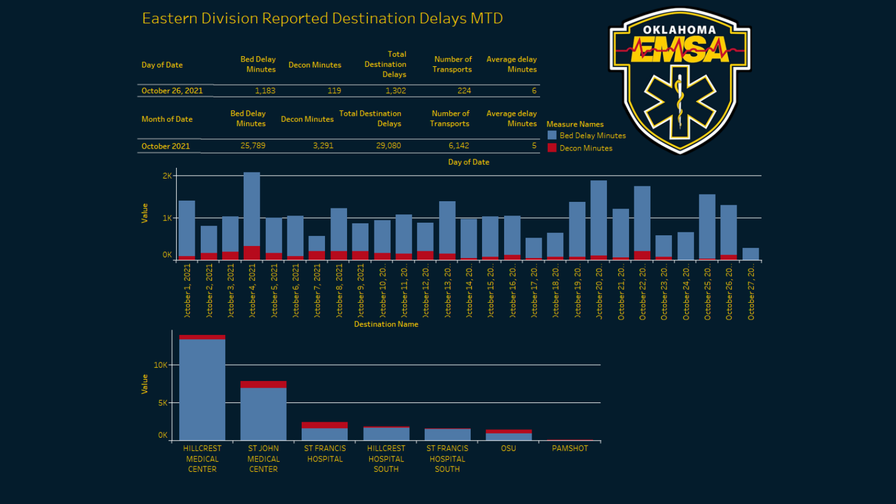# Eastern Division Reported Destination Delays MTD

| Day of Date | Bed Delay Minutes | Decon Minutes | Total Destination Delays | Number of Transports | Average delay Minutes |
|---|---|---|---|---|---|
| October 26, 2021 | 1,183 | 119 | 1,302 | 224 | 6 |

| Month of Date | Bed Delay Minutes | Decon Minutes | Total Destination Delays | Number of Transports | Average delay Minutes |
|---|---|---|---|---|---|
| October 2021 | 25,789 | 3,291 | 29,080 | 6,142 | 5 |

OKLAHOMA EMSA

Measure Names
- Bed Delay Minutes
- Decon Minutes

Day of Date

Destination Name

HILLCREST MEDICAL CENTER | ST JOHN MEDICAL CENTER | ST FRANCIS HOSPITAL | HILLCREST HOSPITAL SOUTH | ST FRANCIS HOSPITAL SOUTH | OSU | PAMSHOT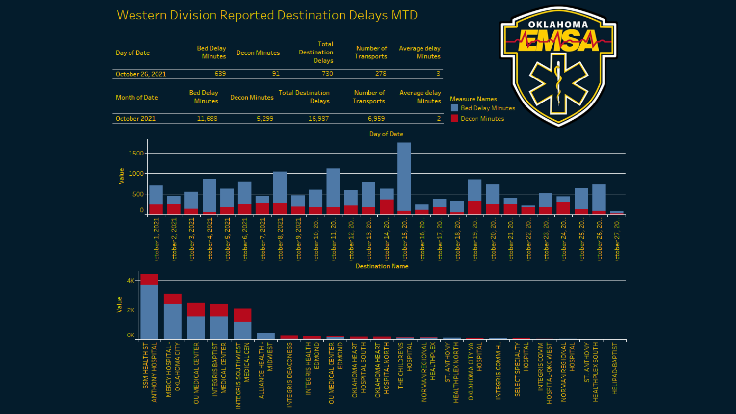# Western Division Reported Destination Delays MTD

| Day of Date | Bed Delay Minutes | Decon Minutes | Total Destination Delays | Number of Transports | Average delay Minutes |
|---|---|---|---|---|---|
| October 26, 2021 | 639 | 91 | 730 | 278 | 3 |

| Month of Date | Bed Delay Minutes | Decon Minutes | Total Destination Delays | Number of Transports | Average delay Minutes |
|---|---|---|---|---|---|
| October 2021 | 11,688 | 5,299 | 16,987 | 6,959 | 2 |

Measure Names
- Bed Delay Minutes
- Decon Minutes

Day of Date

Destination Name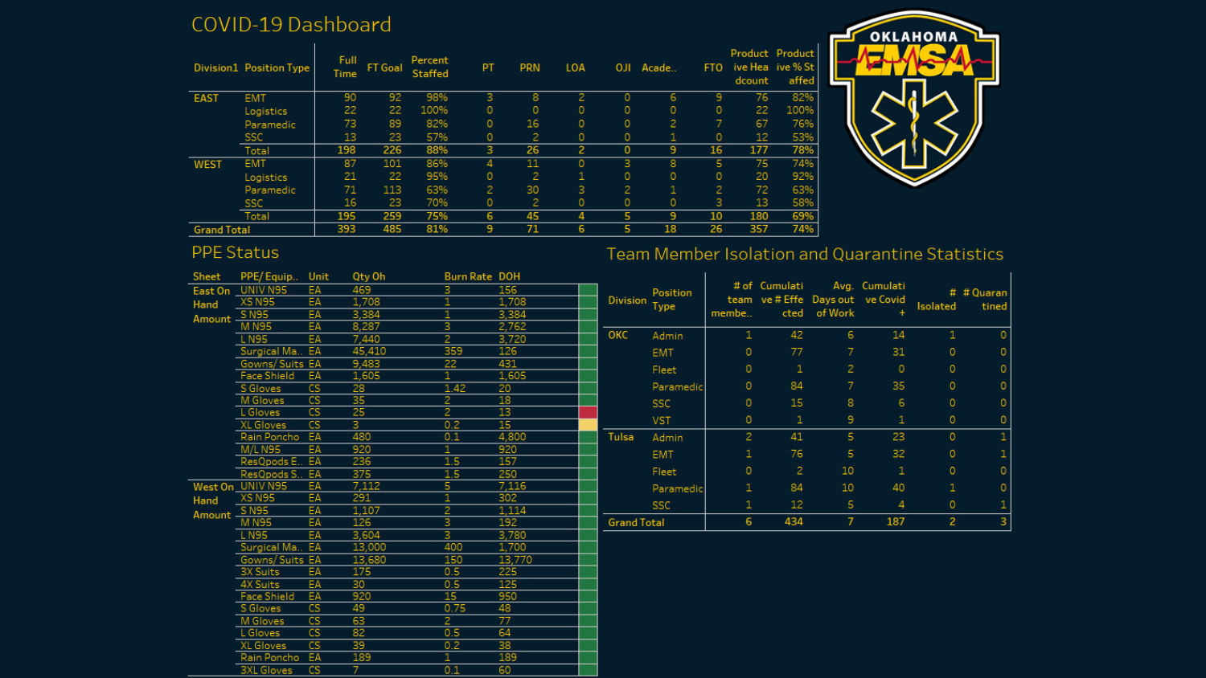# COVID-19 Dashboard

| Division1 | Position Type | Full Time | FT Goal | Percent Staffed | PT | PRN | LOA | OJI | Acade.. | FTO | Productive Headcount | Productive % Staffed |
|---|---|---|---|---|---|---|---|---|---|---|---|---|
| EAST | EMT | 90 | 92 | 98% | 3 | 8 | 2 | 0 | 6 | 9 | 76 | 82% |
| | Logistics | 22 | 22 | 100% | 0 | 0 | 0 | 0 | 0 | 0 | 22 | 100% |
| | Paramedic | 73 | 89 | 82% | 0 | 16 | 0 | 0 | 2 | 7 | 67 | 76% |
| | SSC | 13 | 23 | 57% | 0 | 2 | 0 | 0 | 1 | 0 | 12 | 53% |
| | **Total** | **198** | **226** | **88%** | **3** | **26** | **2** | **0** | **9** | **16** | **177** | **78%** |
| WEST | EMT | 87 | 101 | 86% | 4 | 11 | 0 | 3 | 8 | 5 | 75 | 74% |
| | Logistics | 21 | 22 | 95% | 0 | 2 | 1 | 0 | 0 | 0 | 20 | 92% |
| | Paramedic | 71 | 113 | 63% | 2 | 30 | 3 | 2 | 1 | 2 | 72 | 63% |
| | SSC | 16 | 23 | 70% | 0 | 2 | 0 | 0 | 0 | 3 | 13 | 58% |
| | **Total** | **195** | **259** | **75%** | **6** | **45** | **4** | **5** | **9** | **10** | **180** | **69%** |
| **Grand Total** | | **393** | **485** | **81%** | **9** | **71** | **6** | **5** | **18** | **26** | **357** | **74%** |

## PPE Status

| Sheet | PPE/ Equip.. | Unit | Qty Oh | Burn Rate | DOH |
|---|---|---|---|---|---|
| East On Hand Amount | UNIV N95 | EA | 469 | 3 | 156 |
| | XS N95 | EA | 1,708 | 1 | 1,708 |
| | S N95 | EA | 3,384 | 1 | 3,384 |
| | M N95 | EA | 8,287 | 3 | 2,762 |
| | L N95 | EA | 7,440 | 2 | 3,720 |
| | Surgical Ma.. | EA | 45,410 | 359 | 126 |
| | Gowns/ Suits | EA | 9,483 | 22 | 431 |
| | Face Shield | EA | 1,605 | 1 | 1,605 |
| | S Gloves | CS | 28 | 1.42 | 20 |
| | M Gloves | CS | 35 | 2 | 18 |
| | L Gloves | CS | 25 | 2 | 13 |
| | XL Gloves | CS | 3 | 0.2 | 15 |
| | Rain Poncho | EA | 480 | 0.1 | 4,800 |
| | M/L N95 | EA | 920 | 1 | 920 |
| | ResQpods E.. | EA | 236 | 1.5 | 157 |
| | ResQpods S.. | EA | 375 | 1.5 | 250 |
| West On Hand Amount | UNIV N95 | EA | 7,112 | 5 | 7,116 |
| | XS N95 | EA | 291 | 1 | 302 |
| | S N95 | EA | 1,107 | 2 | 1,114 |
| | M N95 | EA | 126 | 3 | 192 |
| | L N95 | EA | 3,604 | 3 | 3,780 |
| | Surgical Ma.. | EA | 13,000 | 400 | 1,700 |
| | Gowns/ Suits | EA | 13,680 | 150 | 13,770 |
| | 3X Suits | EA | 175 | 0.5 | 225 |
| | 4X Suits | EA | 30 | 0.5 | 125 |
| | Face Shield | EA | 920 | 15 | 950 |
| | S Gloves | CS | 49 | 0.75 | 48 |
| | M Gloves | CS | 63 | 2 | 77 |
| | L Gloves | CS | 82 | 0.5 | 64 |
| | XL Gloves | CS | 39 | 0.2 | 38 |
| | Rain Poncho | EA | 189 | 1 | 189 |
| | 3XL Gloves | CS | 7 | 0.1 | 60 |

## Team Member Isolation and Quarantine Statistics

| Division | Position Type | # of team membe.. | Cumulative # Effected | Avg. Days out of Work | Cumulative Covid + | # Isolated | # Quarantined |
|---|---|---|---|---|---|---|---|
| OKC | Admin | 1 | 42 | 6 | 14 | 1 | 0 |
| | EMT | 0 | 77 | 7 | 31 | 0 | 0 |
| | Fleet | 0 | 1 | 2 | 0 | 0 | 0 |
| | Paramedic | 0 | 84 | 7 | 35 | 0 | 0 |
| | SSC | 0 | 15 | 8 | 6 | 0 | 0 |
| | VST | 0 | 1 | 9 | 1 | 0 | 0 |
| Tulsa | Admin | 2 | 41 | 5 | 23 | 0 | 1 |
| | EMT | 1 | 76 | 5 | 32 | 0 | 1 |
| | Fleet | 0 | 2 | 10 | 1 | 0 | 0 |
| | Paramedic | 1 | 84 | 10 | 40 | 1 | 0 |
| | SSC | 1 | 12 | 5 | 4 | 0 | 1 |
| **Grand Total** | | **6** | **434** | **7** | **187** | **2** | **3** |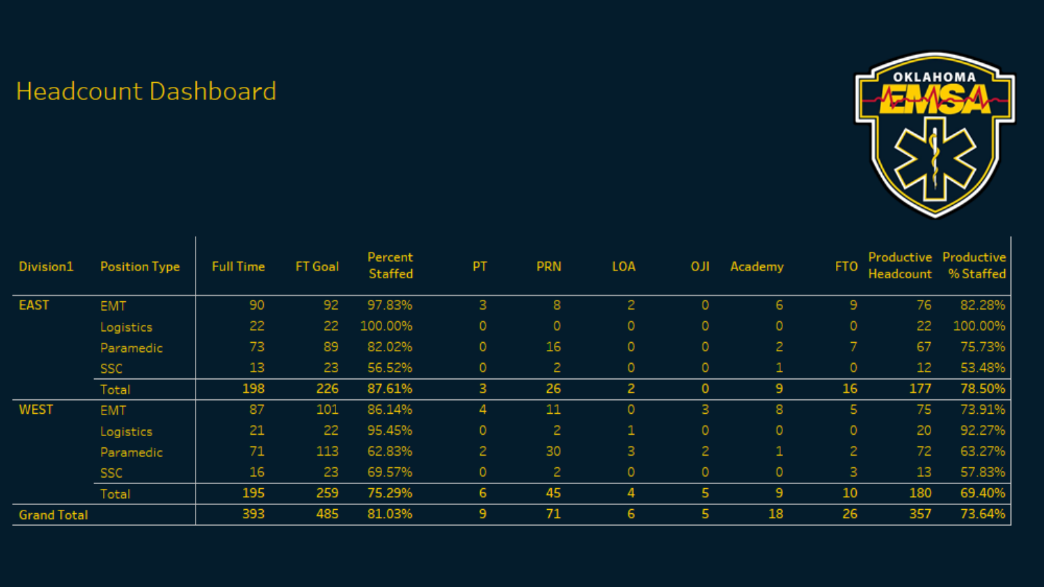# Headcount Dashboard

| Division1 | Position Type | Full Time | FT Goal | Percent Staffed | PT | PRN | LOA | OJI | Academy | FTO | Productive Headcount | Productive % Staffed |
|---|---|---|---|---|---|---|---|---|---|---|---|---|
| EAST | EMT | 90 | 92 | 97.83% | 3 | 8 | 2 | 0 | 6 | 9 | 76 | 82.28% |
| | Logistics | 22 | 22 | 100.00% | 0 | 0 | 0 | 0 | 0 | 0 | 22 | 100.00% |
| | Paramedic | 73 | 89 | 82.02% | 0 | 16 | 0 | 0 | 2 | 7 | 67 | 75.73% |
| | SSC | 13 | 23 | 56.52% | 0 | 2 | 0 | 0 | 1 | 0 | 12 | 53.48% |
| | **Total** | **198** | **226** | **87.61%** | **3** | **26** | **2** | **0** | **9** | **16** | **177** | **78.50%** |
| WEST | EMT | 87 | 101 | 86.14% | 4 | 11 | 0 | 3 | 8 | 5 | 75 | 73.91% |
| | Logistics | 21 | 22 | 95.45% | 0 | 2 | 1 | 0 | 0 | 0 | 20 | 92.27% |
| | Paramedic | 71 | 113 | 62.83% | 2 | 30 | 3 | 2 | 1 | 2 | 72 | 63.27% |
| | SSC | 16 | 23 | 69.57% | 0 | 2 | 0 | 0 | 0 | 3 | 13 | 57.83% |
| | **Total** | **195** | **259** | **75.29%** | **6** | **45** | **4** | **5** | **9** | **10** | **180** | **69.40%** |
| **Grand Total** | | **393** | **485** | **81.03%** | **9** | **71** | **6** | **5** | **18** | **26** | **357** | **73.64%** |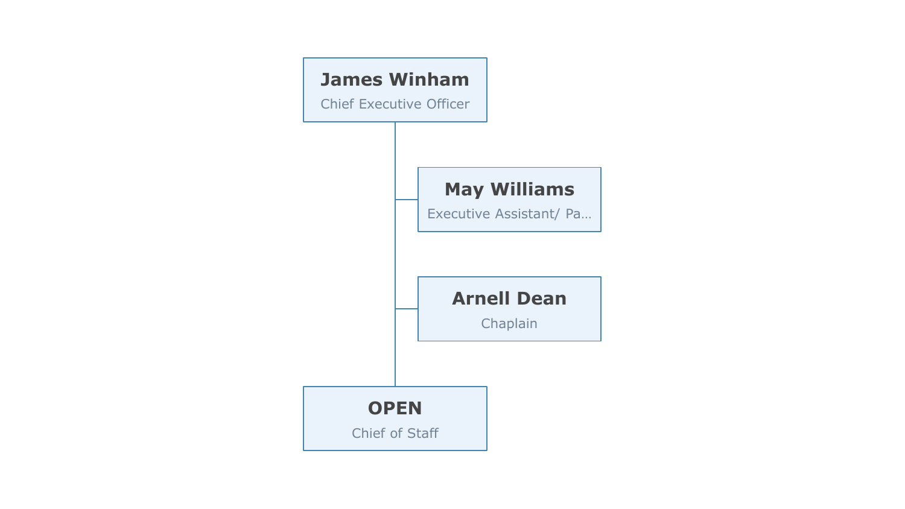**James Winham**
Chief Executive Officer

- **May Williams**
  Executive Assistant/ Pa...

- **Arnell Dean**
  Chaplain

**OPEN**
Chief of Staff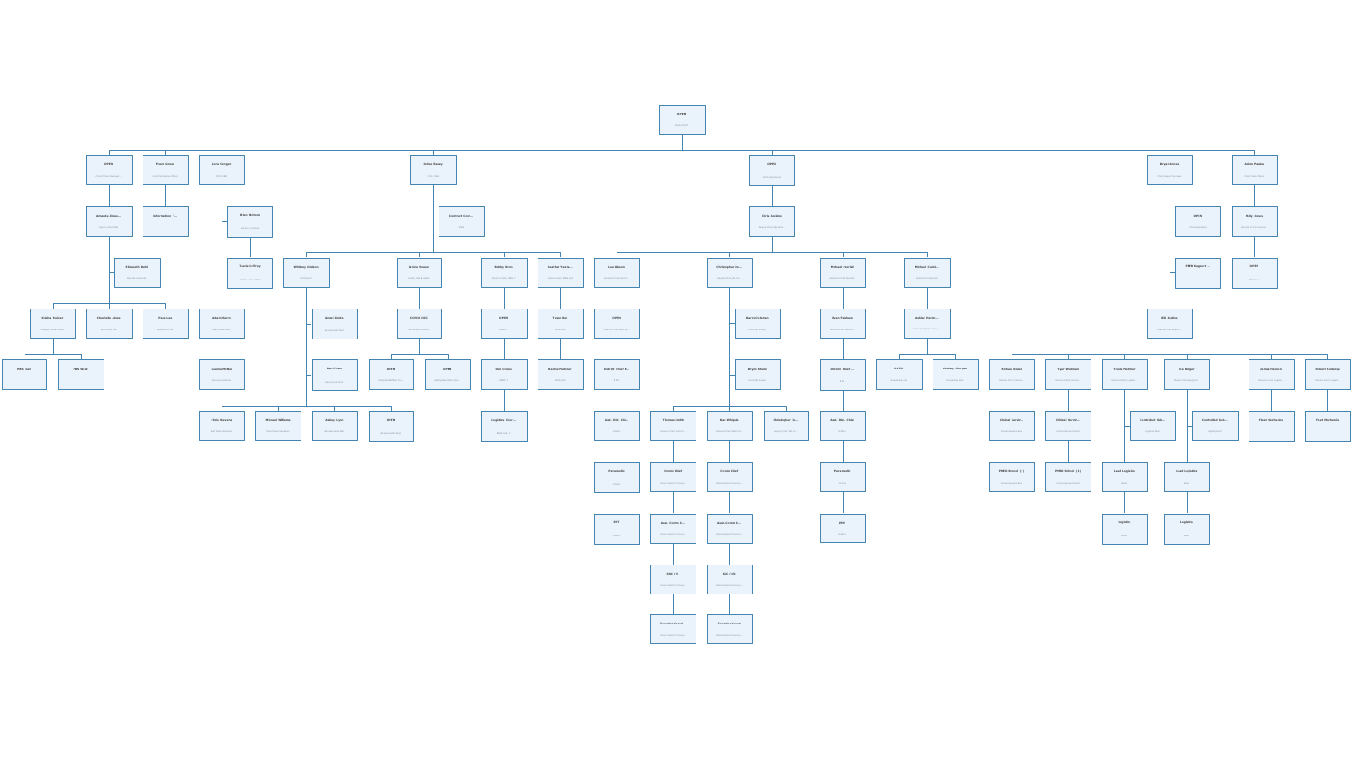- **OPEN**
  - **OPEN**
    - **Amanda Simm...**
      - **Elizabeth Stahl**
      - **Sabine Pointer**
        - **PBS East**
        - **PBS West**
      - **Charlotte Ailge**
      - **Page Lee**
  - **Frank Shadi**
    - **Information T...**
  - **Lisa Grogan**
    - **Brian Bohlen**
      - **Travis Coffrey**
    - **Adam Barry**
      - **Lauren McNeil**
  - **Selina Dooley**
    - **Contract Coor...**
    - **Whitney Dodson**
      - **Angel Hobbs**
      - **Ben Pham**
      - **Chris Stevens**
      - **Michael Williams**
      - **Ashley Lyon**
      - **OPEN**
    - **Justin Pleasant**
      - **ECVOE 002**
        - **OPEN**
        - **OPEN**
    - **Bobby Kern**
      - **OPEN**
        - **Dan Cruise**
          - **Logistics Coor...**
    - **Heather Teeth...**
      - **Tyson Bell**
        - **Heather Fletcher**
  - **OPEN**
    - **Chris Jordan**
      - **Lee Allison**
        - **OPEN**
          - **District Chief E...**
            - **Asst. Dist. Chi...**
              - **Paramedic**
                - **EMT**
      - **Christopher Je...**
        - **Barry Coleman**
        - **Bryce Meade**
        - **Thomas Smith**
          - **Comm Chief**
            - **Asst. Comm C...**
              - **SAS (9)**
                - **Transfer Coord...**
        - **Dan Whipple**
          - **Comm Chief**
            - **Asst. Comm C...**
              - **SAS (10)**
                - **Transfer Coord**
        - **Christopher Je...**
      - **Michael Pardon**
        - **Ryan Feldman**
          - **District Chief -...**
            - **Asst. Dist. Chief**
              - **Paramedic**
                - **EMT**
      - **Michael Cann...**
        - **Ashley Farris...**
          - **OPEN**
          - **Lindsay Morgan**
  - **Bryan Dicus**
    - **OPEN**
    - **PPEB Support ...**
    - **Bill Jacobs**
      - **Michael Duke**
        - **Global Servi...**
          - **PMEB School (1)**
      - **Tyler Workman**
        - **Global Servi...**
          - **PMEB School (4)**
      - **Travis Fletcher**
        - **Controlled Sub...**
        - **Lead Logistics**
          - **Logistics**
      - **Joe Berger**
        - **Controlled Sub...**
        - **Lead Logistics**
          - **Logistics**
      - **Ahmad Semore**
        - **Fleet Mechanic**
      - **Robert Rutledge**
        - **Fleet Mechanic**
  - **Adam Pobiko**
    - **Billy Jones**
      - **OPEN**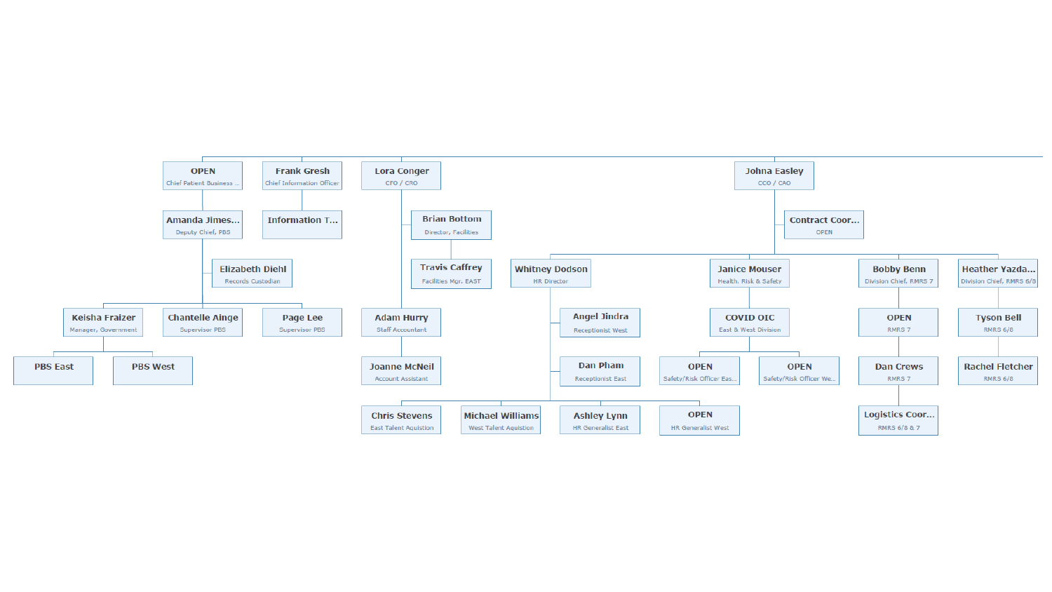- **OPEN** — Chief Patient Business ...
  - **Amanda Jimes...** — Deputy Chief, PBS
    - **Elizabeth Diehl** — Records Custodian
    - **Keisha Fraizer** — Manager, Government
      - **PBS East**
      - **PBS West**
    - **Chantelle Ainge** — Supervisor PBS
    - **Page Lee** — Supervisor PBS
- **Frank Gresh** — Chief Information Officer
  - **Information T...**
- **Lora Conger** — CFO / CRO
  - **Brian Bottom** — Director, Facilities
    - **Travis Caffrey** — Facilities Mgr. EAST
  - **Adam Hurry** — Staff Accountant
    - **Joanne McNeil** — Account Assistant
- **Johna Easley** — CCO / CAO
  - **Contract Coor...** — OPEN
  - **Whitney Dodson** — HR Director
    - **Angel Jindra** — Receptionist West
    - **Dan Pham** — Receptionist East
    - **Chris Stevens** — East Talent Aquistion
    - **Michael Williams** — West Talent Aquistion
    - **Ashley Lynn** — HR Generalist East
    - **OPEN** — HR Generalist West
  - **Janice Mouser** — Health, Risk & Safety
    - **COVID OIC** — East & West Division
      - **OPEN** — Safety/Risk Officer Eas...
      - **OPEN** — Safety/Risk Officer We...
  - **Bobby Benn** — Division Chief, RMRS 7
    - **OPEN** — RMRS 7
      - **Dan Crews** — RMRS 7
        - **Logistics Coor...** — RMRS 6/8 & 7
  - **Heather Yazda...** — Division Chief, RMRS 6/8
    - **Tyson Bell** — RMRS 6/8
      - **Rachel Fletcher** — RMRS 6/8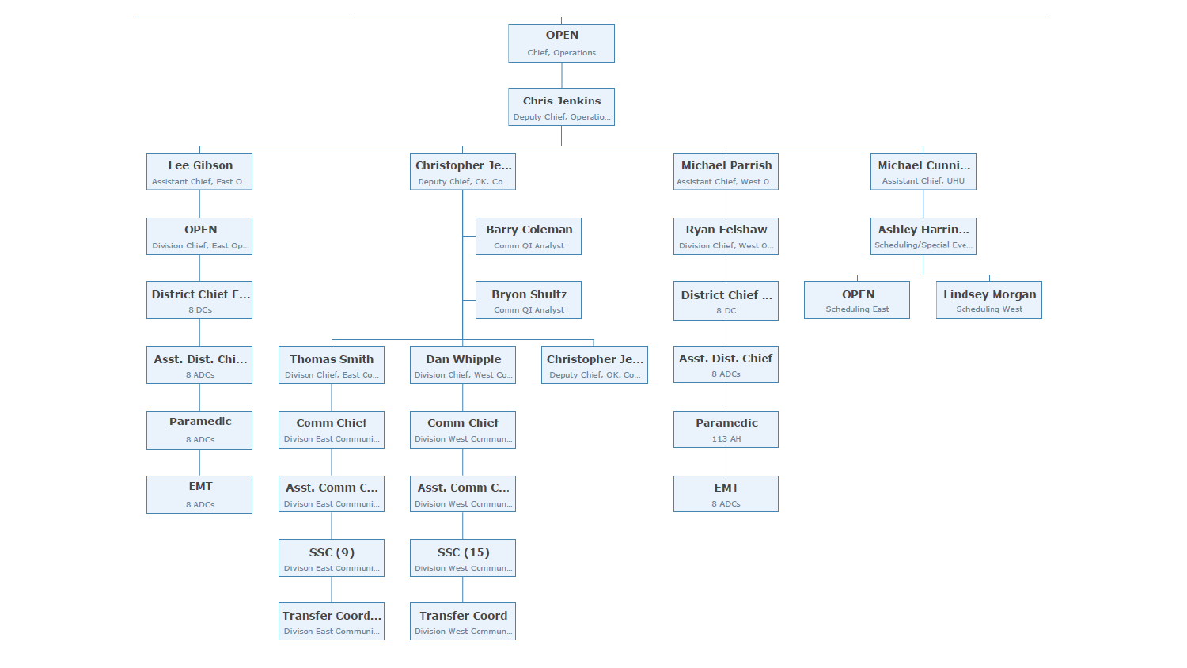- **OPEN** — Chief, Operations
  - **Chris Jenkins** — Deputy Chief, Operatio...
    - **Lee Gibson** — Assistant Chief, East O...
      - **OPEN** — Division Chief, East Op...
        - **District Chief E...** — 8 DCs
          - **Asst. Dist. Chi...** — 8 ADCs
            - **Paramedic** — 8 ADCs
              - **EMT** — 8 ADCs
    - **Christopher Je...** — Deputy Chief, OK. Co...
      - **Barry Coleman** — Comm QI Analyst
      - **Bryon Shultz** — Comm QI Analyst
      - **Thomas Smith** — Division Chief, East Co...
        - **Comm Chief** — Divison East Communi...
          - **Asst. Comm C...** — Divison East Communi...
            - **SSC (9)** — Divison East Communi...
              - **Transfer Coord...** — Divison East Communi...
      - **Dan Whipple** — Division Chief, West Co...
        - **Comm Chief** — Division West Commun...
          - **Asst. Comm C...** — Division West Commun...
            - **SSC (15)** — Division West Commun...
              - **Transfer Coord** — Division West Commun...
      - **Christopher Je...** — Deputy Chief, OK. Co...
    - **Michael Parrish** — Assistant Chief, West O...
      - **Ryan Felshaw** — Division Chief, West O...
        - **District Chief ...** — 8 DC
          - **Asst. Dist. Chief** — 8 ADCs
            - **Paramedic** — 113 AH
              - **EMT** — 8 ADCs
    - **Michael Cunni...** — Assistant Chief, UHU
      - **Ashley Harrin...** — Scheduling/Special Eve...
        - **OPEN** — Scheduling East
        - **Lindsey Morgan** — Scheduling West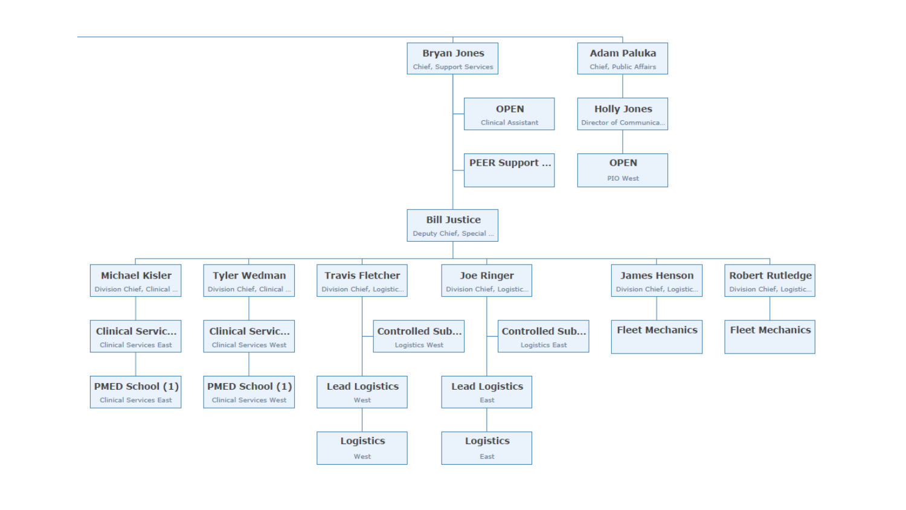Bryan Jones
Chief, Support Services

Adam Paluka
Chief, Public Affairs

OPEN
Clinical Assistant

Holly Jones
Director of Communica...

PEER Support ...

OPEN
PIO West

Bill Justice
Deputy Chief, Special ...

Michael Kisler
Division Chief, Clinical ...

Tyler Wedman
Division Chief, Clinical ...

Travis Fletcher
Division Chief, Logistic...

Joe Ringer
Division Chief, Logistic...

James Henson
Division Chief, Logistic...

Robert Rutledge
Division Chief, Logistic...

Clinical Servic...
Clinical Services East

Clinical Servic...
Clinical Services West

Controlled Sub...
Logistics West

Controlled Sub...
Logistics East

Fleet Mechanics

Fleet Mechanics

PMED School (1)
Clinical Services East

PMED School (1)
Clinical Services West

Lead Logistics
West

Lead Logistics
East

Logistics
West

Logistics
East